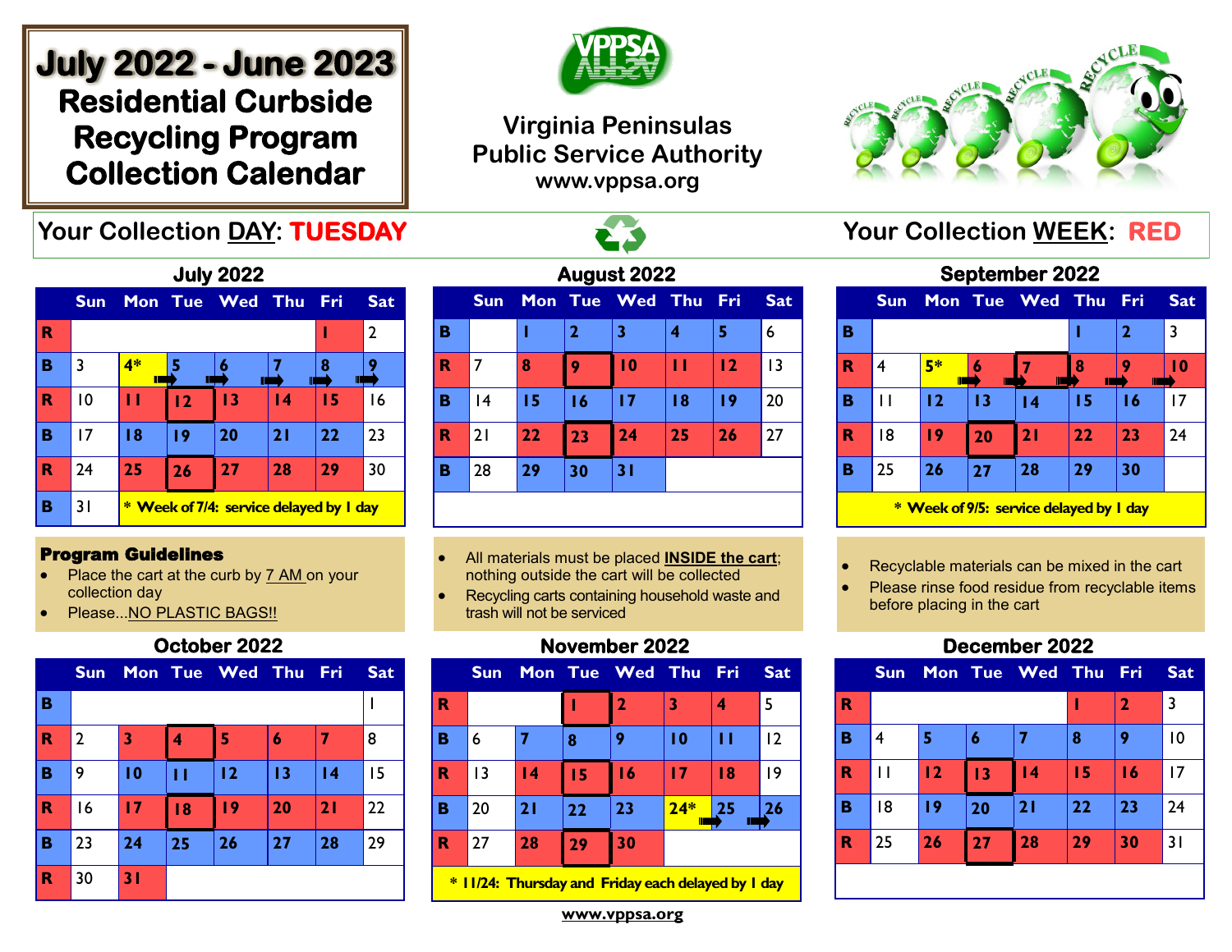# July 2022 - June 2023 Residential Curbside Recycling Program Collection Calendar

**Virginia Peninsulas Public Service Authority**
**www.vppsa.org**

**Your Collection DAY: TUESDAY** | **Your Collection WEEK: RED**

### July 2022

| | Sun | Mon | Tue | Wed | Thu | Fri | Sat |
|---|---|---|---|---|---|---|---|
| R | | | | | | 1 | 2 |
| B | 3 | 4* | 5 | 6 | 7 | 8 | 9 |
| R | 10 | 11 | 12 | 13 | 14 | 15 | 16 |
| B | 17 | 18 | 19 | 20 | 21 | 22 | 23 |
| R | 24 | 25 | 26 | 27 | 28 | 29 | 30 |
| B | 31 | * Week of 7/4: service delayed by 1 day | | | | | |

### August 2022

| | Sun | Mon | Tue | Wed | Thu | Fri | Sat |
|---|---|---|---|---|---|---|---|
| B | | 1 | 2 | 3 | 4 | 5 | 6 |
| R | 7 | 8 | 9 | 10 | 11 | 12 | 13 |
| B | 14 | 15 | 16 | 17 | 18 | 19 | 20 |
| R | 21 | 22 | 23 | 24 | 25 | 26 | 27 |
| B | 28 | 29 | 30 | 31 | | | |

### September 2022

| | Sun | Mon | Tue | Wed | Thu | Fri | Sat |
|---|---|---|---|---|---|---|---|
| B | | | | | 1 | 2 | 3 |
| R | 4 | 5* | 6 | 7 | 8 | 9 | 10 |
| B | 11 | 12 | 13 | 14 | 15 | 16 | 17 |
| R | 18 | 19 | 20 | 21 | 22 | 23 | 24 |
| B | 25 | 26 | 27 | 28 | 29 | 30 | |

\* Week of 9/5: service delayed by 1 day

**Program Guidelines**

- Place the cart at the curb by 7 AM on your collection day
- Please...NO PLASTIC BAGS!!
- All materials must be placed **INSIDE the cart**; nothing outside the cart will be collected
- Recycling carts containing household waste and trash will not be serviced
- Recyclable materials can be mixed in the cart
- Please rinse food residue from recyclable items before placing in the cart

### October 2022

| | Sun | Mon | Tue | Wed | Thu | Fri | Sat |
|---|---|---|---|---|---|---|---|
| B | | | | | | | 1 |
| R | 2 | 3 | 4 | 5 | 6 | 7 | 8 |
| B | 9 | 10 | 11 | 12 | 13 | 14 | 15 |
| R | 16 | 17 | 18 | 19 | 20 | 21 | 22 |
| B | 23 | 24 | 25 | 26 | 27 | 28 | 29 |
| R | 30 | 31 | | | | | |

### November 2022

| | Sun | Mon | Tue | Wed | Thu | Fri | Sat |
|---|---|---|---|---|---|---|---|
| R | | | 1 | 2 | 3 | 4 | 5 |
| B | 6 | 7 | 8 | 9 | 10 | 11 | 12 |
| R | 13 | 14 | 15 | 16 | 17 | 18 | 19 |
| B | 20 | 21 | 22 | 23 | 24* | 25 | 26 |
| R | 27 | 28 | 29 | 30 | | | |

\* 11/24: Thursday and Friday each delayed by 1 day

### December 2022

| | Sun | Mon | Tue | Wed | Thu | Fri | Sat |
|---|---|---|---|---|---|---|---|
| R | | | | | 1 | 2 | 3 |
| B | 4 | 5 | 6 | 7 | 8 | 9 | 10 |
| R | 11 | 12 | 13 | 14 | 15 | 16 | 17 |
| B | 18 | 19 | 20 | 21 | 22 | 23 | 24 |
| R | 25 | 26 | 27 | 28 | 29 | 30 | 31 |

www.vppsa.org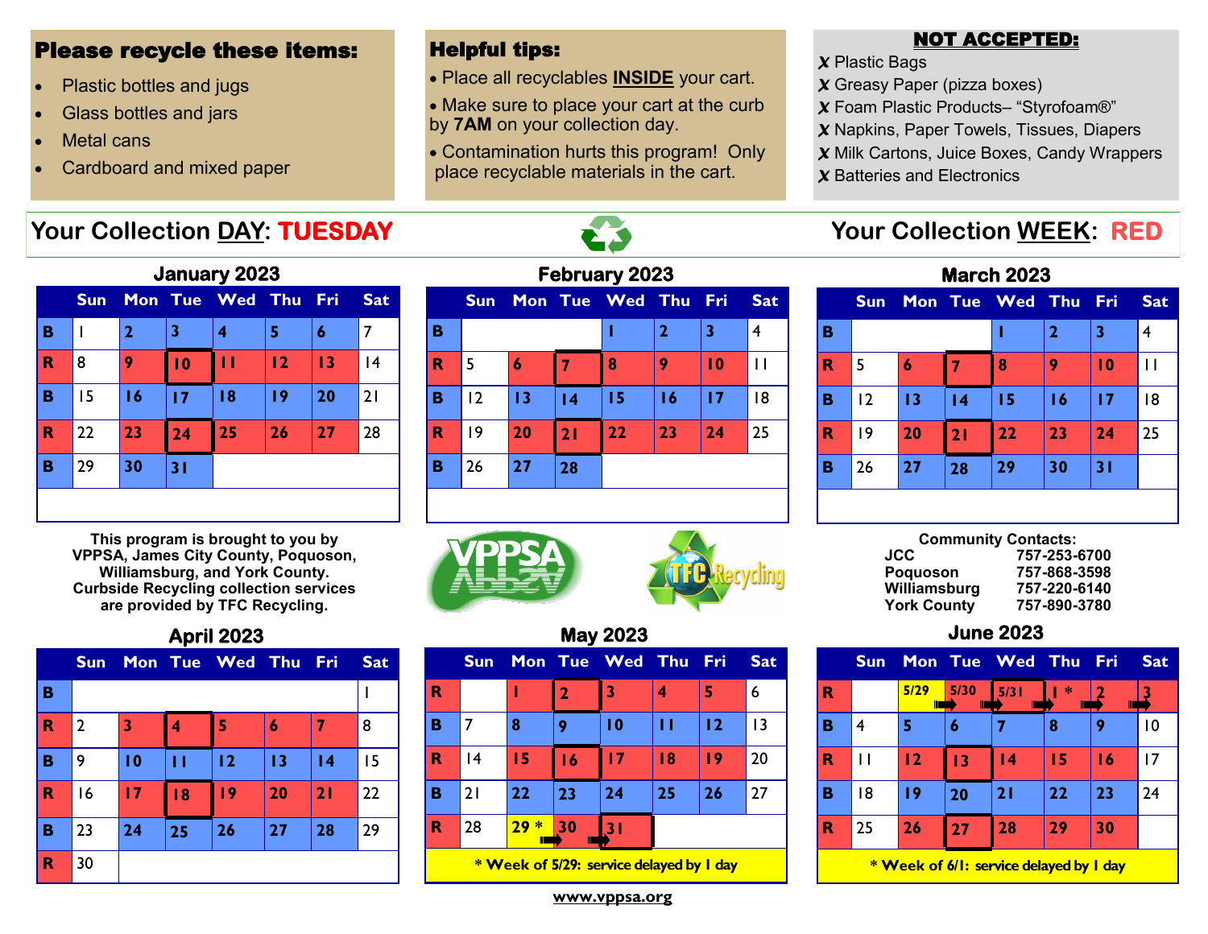## Please recycle these items:

- Plastic bottles and jugs
- Glass bottles and jars
- Metal cans
- Cardboard and mixed paper

## Helpful tips:

- Place all recyclables **INSIDE** your cart.
- Make sure to place your cart at the curb by **7AM** on your collection day.
- Contamination hurts this program! Only place recyclable materials in the cart.

## NOT ACCEPTED:

✗ Plastic Bags
✗ Greasy Paper (pizza boxes)
✗ Foam Plastic Products– "Styrofoam®"
✗ Napkins, Paper Towels, Tissues, Diapers
✗ Milk Cartons, Juice Boxes, Candy Wrappers
✗ Batteries and Electronics

## Your Collection DAY: TUESDAY

## Your Collection WEEK: RED

### January 2023

| | Sun | Mon | Tue | Wed | Thu | Fri | Sat |
|---|---|---|---|---|---|---|---|
| B | 1 | 2 | 3 | 4 | 5 | 6 | 7 |
| R | 8 | 9 | 10 | 11 | 12 | 13 | 14 |
| B | 15 | 16 | 17 | 18 | 19 | 20 | 21 |
| R | 22 | 23 | 24 | 25 | 26 | 27 | 28 |
| B | 29 | 30 | 31 | | | | |

### February 2023

| | Sun | Mon | Tue | Wed | Thu | Fri | Sat |
|---|---|---|---|---|---|---|---|
| B | | | | 1 | 2 | 3 | 4 |
| R | 5 | 6 | 7 | 8 | 9 | 10 | 11 |
| B | 12 | 13 | 14 | 15 | 16 | 17 | 18 |
| R | 19 | 20 | 21 | 22 | 23 | 24 | 25 |
| B | 26 | 27 | 28 | | | | |

### March 2023

| | Sun | Mon | Tue | Wed | Thu | Fri | Sat |
|---|---|---|---|---|---|---|---|
| B | | | | 1 | 2 | 3 | 4 |
| R | 5 | 6 | 7 | 8 | 9 | 10 | 11 |
| B | 12 | 13 | 14 | 15 | 16 | 17 | 18 |
| R | 19 | 20 | 21 | 22 | 23 | 24 | 25 |
| B | 26 | 27 | 28 | 29 | 30 | 31 | |

This program is brought to you by VPPSA, James City County, Poquoson, Williamsburg, and York County. Curbside Recycling collection services are provided by TFC Recycling.

VPPSA

TFC Recycling

**Community Contacts:**

| | |
|---|---|
| JCC | 757-253-6700 |
| Poquoson | 757-868-3598 |
| Williamsburg | 757-220-6140 |
| York County | 757-890-3780 |

### April 2023

| | Sun | Mon | Tue | Wed | Thu | Fri | Sat |
|---|---|---|---|---|---|---|---|
| B | | | | | | | 1 |
| R | 2 | 3 | 4 | 5 | 6 | 7 | 8 |
| B | 9 | 10 | 11 | 12 | 13 | 14 | 15 |
| R | 16 | 17 | 18 | 19 | 20 | 21 | 22 |
| B | 23 | 24 | 25 | 26 | 27 | 28 | 29 |
| R | 30 | | | | | | |

### May 2023

| | Sun | Mon | Tue | Wed | Thu | Fri | Sat |
|---|---|---|---|---|---|---|---|
| R | | 1 | 2 | 3 | 4 | 5 | 6 |
| B | 7 | 8 | 9 | 10 | 11 | 12 | 13 |
| R | 14 | 15 | 16 | 17 | 18 | 19 | 20 |
| B | 21 | 22 | 23 | 24 | 25 | 26 | 27 |
| R | 28 | 29 * | 30 | 31 | | | |

\* Week of 5/29: service delayed by 1 day

### June 2023

| | Sun | Mon | Tue | Wed | Thu | Fri | Sat |
|---|---|---|---|---|---|---|---|
| R | | 5/29 | 5/30 | 5/31 | 1 * | 2 | 3 |
| B | 4 | 5 | 6 | 7 | 8 | 9 | 10 |
| R | 11 | 12 | 13 | 14 | 15 | 16 | 17 |
| B | 18 | 19 | 20 | 21 | 22 | 23 | 24 |
| R | 25 | 26 | 27 | 28 | 29 | 30 | |

\* Week of 6/1: service delayed by 1 day

www.vppsa.org